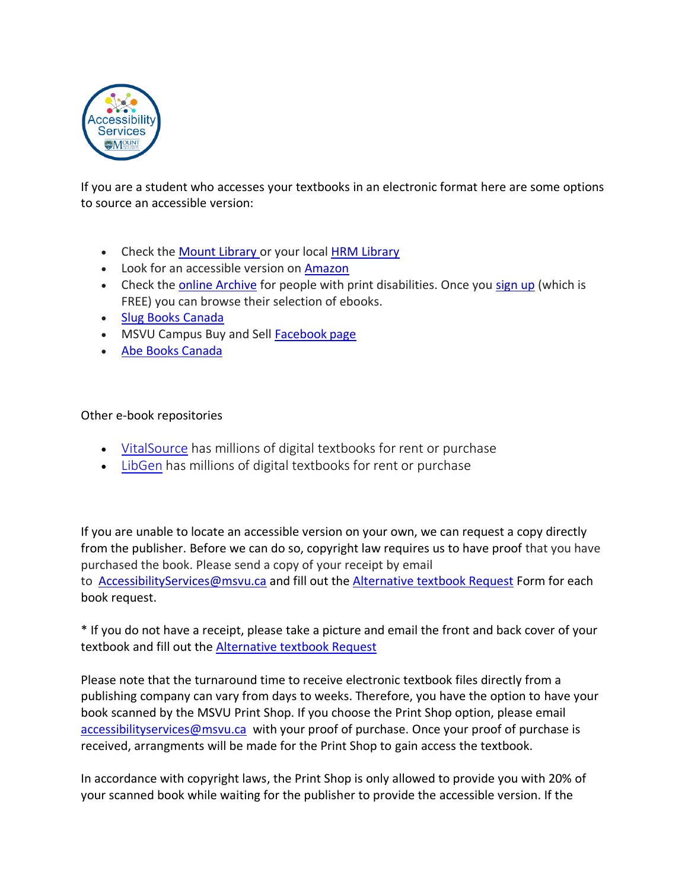If you are a student who accesses your textbooks in an electronic format here are some options to source an accessible version:

- Check the Mount Library or your local HRM Library
- Look for an accessible version on Amazon
- Check the online Archive for people with print disabilities. Once you sign up (which is FREE) you can browse their selection of ebooks.
- Slug Books Canada
- MSVU Campus Buy and Sell Facebook page
- Abe Books Canada

Other e-book repositories

- VitalSource has millions of digital textbooks for rent or purchase
- LibGen has millions of digital textbooks for rent or purchase

If you are unable to locate an accessible version on your own, we can request a copy directly from the publisher. Before we can do so, copyright law requires us to have proof that you have purchased the book. Please send a copy of your receipt by email to AccessibilityServices@msvu.ca and fill out the Alternative textbook Request Form for each book request.

* If you do not have a receipt, please take a picture and email the front and back cover of your textbook and fill out the Alternative textbook Request

Please note that the turnaround time to receive electronic textbook files directly from a publishing company can vary from days to weeks. Therefore, you have the option to have your book scanned by the MSVU Print Shop. If you choose the Print Shop option, please email accessibilityservices@msvu.ca with your proof of purchase. Once your proof of purchase is received, arrangments will be made for the Print Shop to gain access the textbook.

In accordance with copyright laws, the Print Shop is only allowed to provide you with 20% of your scanned book while waiting for the publisher to provide the accessible version. If the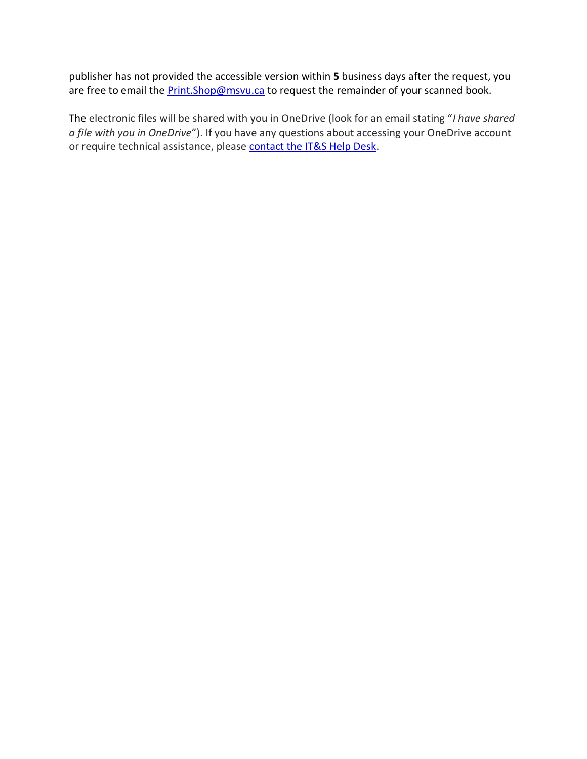publisher has not provided the accessible version within **5** business days after the request, you are free to email the [Print.Shop@msvu.ca](mailto:Print.Shop@msvu.ca) to request the remainder of your scanned book.

The electronic files will be shared with you in OneDrive (look for an email stating "*I have shared a file with you in OneDrive*"). If you have any questions about accessing your OneDrive account or require technical assistance, please contact the IT&S Help Desk.